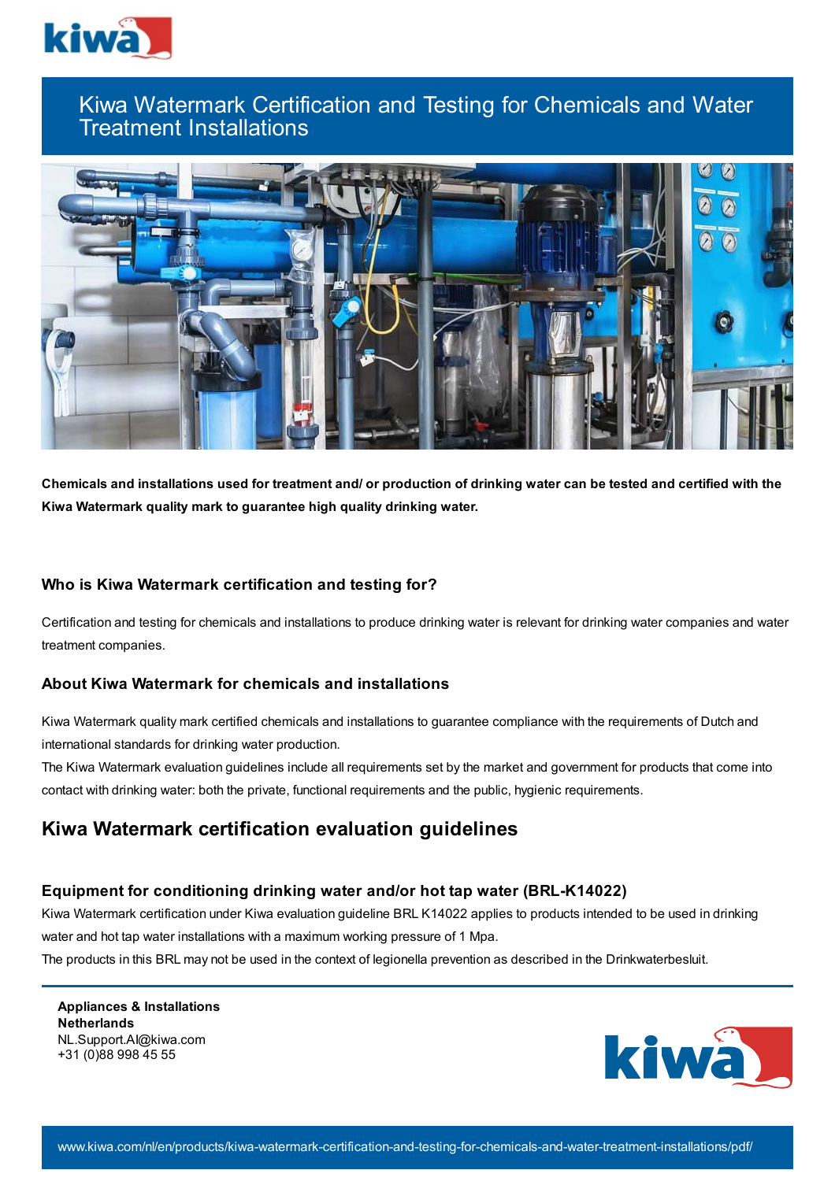# Kiwa Watermark Certification and Testing for Chemicals and Water Treatment Installations

**Chemicals and installations used for treatment and/ or production of drinking water can be tested and certified with the Kiwa Watermark quality mark to guarantee high quality drinking water.**

### Who is Kiwa Watermark certification and testing for?

Certification and testing for chemicals and installations to produce drinking water is relevant for drinking water companies and water treatment companies.

### About Kiwa Watermark for chemicals and installations

Kiwa Watermark quality mark certified chemicals and installations to guarantee compliance with the requirements of Dutch and international standards for drinking water production.

The Kiwa Watermark evaluation guidelines include all requirements set by the market and government for products that come into contact with drinking water: both the private, functional requirements and the public, hygienic requirements.

## Kiwa Watermark certification evaluation guidelines

### Equipment for conditioning drinking water and/or hot tap water (BRL-K14022)

Kiwa Watermark certification under Kiwa evaluation guideline BRL K14022 applies to products intended to be used in drinking water and hot tap water installations with a maximum working pressure of 1 Mpa.

The products in this BRL may not be used in the context of legionella prevention as described in the Drinkwaterbesluit.

**Appliances & Installations**
**Netherlands**
NL.Support.AI@kiwa.com
+31 (0)88 998 45 55

www.kiwa.com/nl/en/products/kiwa-watermark-certification-and-testing-for-chemicals-and-water-treatment-installations/pdf/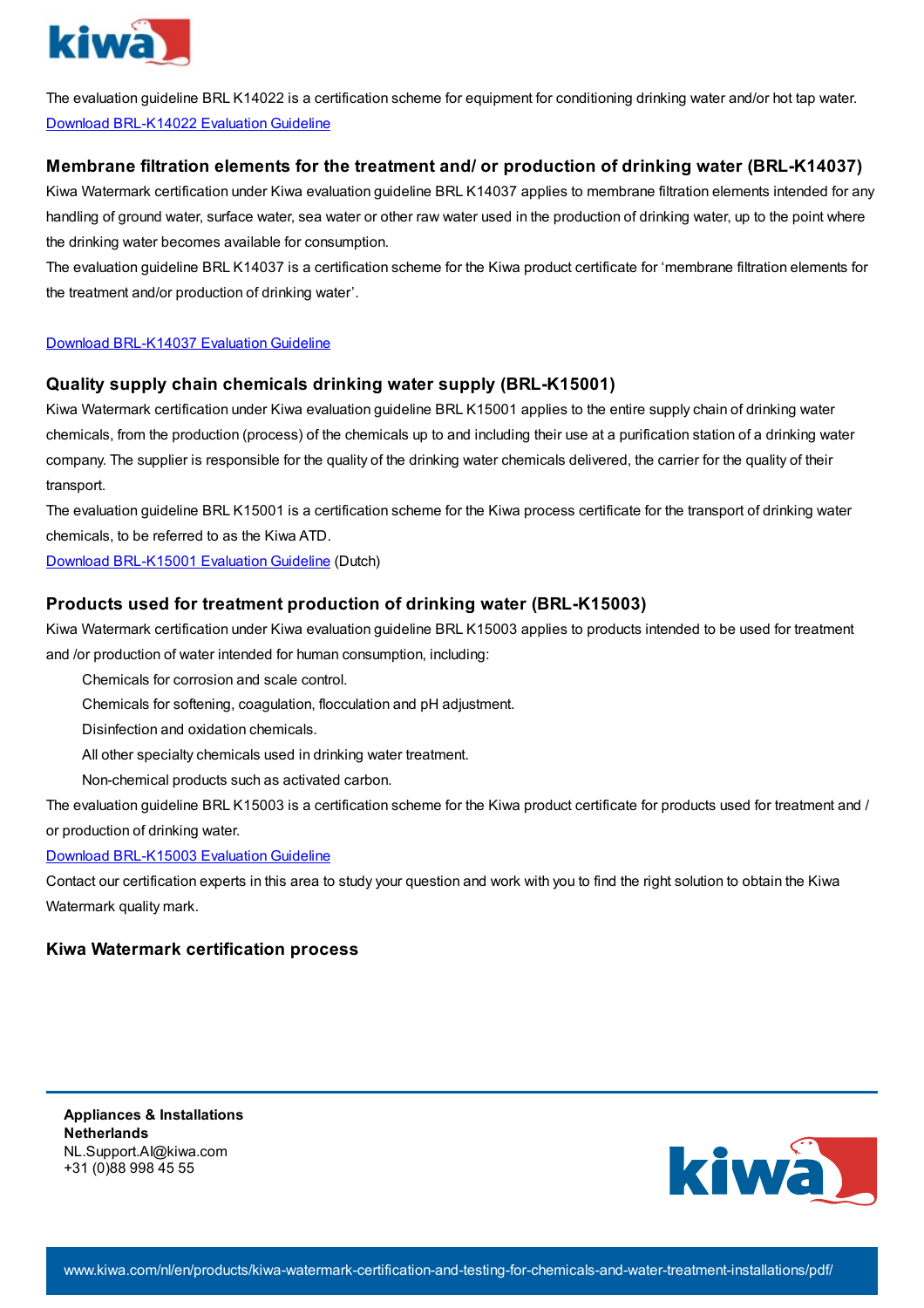The evaluation guideline BRL K14022 is a certification scheme for equipment for conditioning drinking water and/or hot tap water.

[Download BRL-K14022 Evaluation Guideline]

### Membrane filtration elements for the treatment and/ or production of drinking water (BRL-K14037)

Kiwa Watermark certification under Kiwa evaluation guideline BRL K14037 applies to membrane filtration elements intended for any handling of ground water, surface water, sea water or other raw water used in the production of drinking water, up to the point where the drinking water becomes available for consumption.

The evaluation guideline BRL K14037 is a certification scheme for the Kiwa product certificate for 'membrane filtration elements for the treatment and/or production of drinking water'.

[Download BRL-K14037 Evaluation Guideline]

### Quality supply chain chemicals drinking water supply (BRL-K15001)

Kiwa Watermark certification under Kiwa evaluation guideline BRL K15001 applies to the entire supply chain of drinking water chemicals, from the production (process) of the chemicals up to and including their use at a purification station of a drinking water company. The supplier is responsible for the quality of the drinking water chemicals delivered, the carrier for the quality of their transport.

The evaluation guideline BRL K15001 is a certification scheme for the Kiwa process certificate for the transport of drinking water chemicals, to be referred to as the Kiwa ATD.

[Download BRL-K15001 Evaluation Guideline] (Dutch)

### Products used for treatment production of drinking water (BRL-K15003)

Kiwa Watermark certification under Kiwa evaluation guideline BRL K15003 applies to products intended to be used for treatment and /or production of water intended for human consumption, including:

- Chemicals for corrosion and scale control.
- Chemicals for softening, coagulation, flocculation and pH adjustment.
- Disinfection and oxidation chemicals.
- All other specialty chemicals used in drinking water treatment.
- Non-chemical products such as activated carbon.

The evaluation guideline BRL K15003 is a certification scheme for the Kiwa product certificate for products used for treatment and / or production of drinking water.

[Download BRL-K15003 Evaluation Guideline]

Contact our certification experts in this area to study your question and work with you to find the right solution to obtain the Kiwa Watermark quality mark.

### Kiwa Watermark certification process

**Appliances & Installations**
**Netherlands**
NL.Support.AI@kiwa.com
+31 (0)88 998 45 55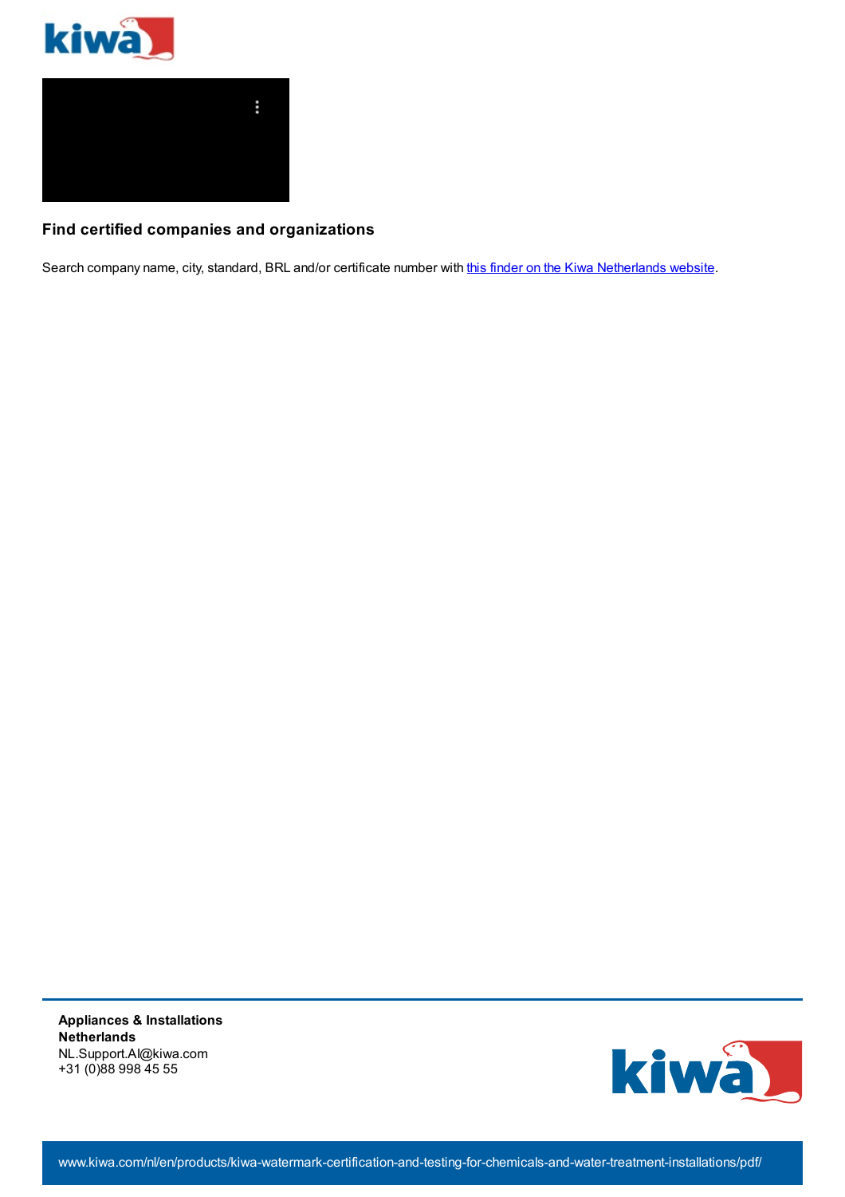## Find certified companies and organizations

Search company name, city, standard, BRL and/or certificate number with [this finder on the Kiwa Netherlands website](this finder on the Kiwa Netherlands website).

**Appliances & Installations Netherlands**
NL.Support.AI@kiwa.com
+31 (0)88 998 45 55